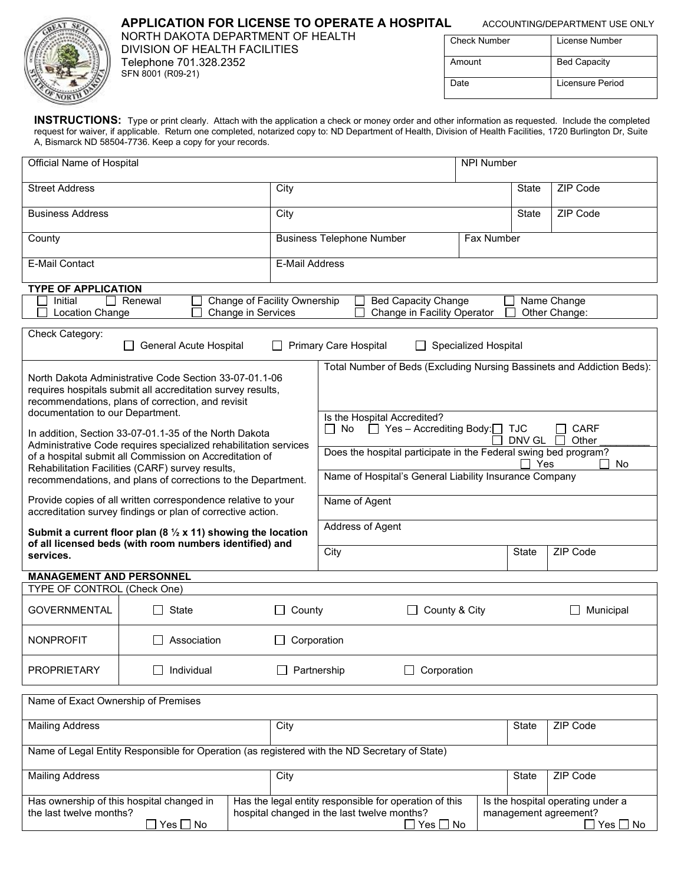# APPLICATION FOR LICENSE TO OPERATE A HOSPITAL

NORTH DAKOTA DEPARTMENT OF HEALTH
DIVISION OF HEALTH FACILITIES
Telephone 701.328.2352
SFN 8001 (R09-21)

ACCOUNTING/DEPARTMENT USE ONLY

| Check Number | License Number |
|---|---|
| Amount | Bed Capacity |
| Date | Licensure Period |

**INSTRUCTIONS:** Type or print clearly. Attach with the application a check or money order and other information as requested. Include the completed request for waiver, if applicable. Return one completed, notarized copy to: ND Department of Health, Division of Health Facilities, 1720 Burlington Dr, Suite A, Bismarck ND 58504-7736. Keep a copy for your records.

| Official Name of Hospital | | NPI Number | | |
|---|---|---|---|---|
| Street Address | City | | State | ZIP Code |
| Business Address | City | | State | ZIP Code |
| County | Business Telephone Number | Fax Number | | |
| E-Mail Contact | E-Mail Address | | | |

**TYPE OF APPLICATION**

☐ Initial ☐ Renewal ☐ Change of Facility Ownership ☐ Bed Capacity Change ☐ Name Change
☐ Location Change ☐ Change in Services ☐ Change in Facility Operator ☐ Other Change:

Check Category: ☐ General Acute Hospital ☐ Primary Care Hospital ☐ Specialized Hospital

North Dakota Administrative Code Section 33-07-01.1-06 requires hospitals submit all accreditation survey results, recommendations, plans of correction, and revisit documentation to our Department.

In addition, Section 33-07-01.1-35 of the North Dakota Administrative Code requires specialized rehabilitation services of a hospital submit all Commission on Accreditation of Rehabilitation Facilities (CARF) survey results, recommendations, and plans of corrections to the Department.

Provide copies of all written correspondence relative to your accreditation survey findings or plan of corrective action.

**Submit a current floor plan (8 ½ x 11) showing the location of all licensed beds (with room numbers identified) and services.**

Total Number of Beds (Excluding Nursing Bassinets and Addiction Beds):

Is the Hospital Accredited?
☐ No ☐ Yes – Accrediting Body: ☐ TJC ☐ CARF ☐ DNV GL ☐ Other ________

Does the hospital participate in the Federal swing bed program? ☐ Yes ☐ No

| Name of Hospital's General Liability Insurance Company | | |
|---|---|---|
| Name of Agent | | |
| Address of Agent | | |
| City | State | ZIP Code |

**MANAGEMENT AND PERSONNEL**

TYPE OF CONTROL (Check One)

| | | | | |
|---|---|---|---|---|
| GOVERNMENTAL | ☐ State | ☐ County | ☐ County & City | ☐ Municipal |
| NONPROFIT | ☐ Association | ☐ Corporation | | |
| PROPRIETARY | ☐ Individual | ☐ Partnership | ☐ Corporation | |

| Name of Exact Ownership of Premises | | | |
|---|---|---|---|
| Mailing Address | City | State | ZIP Code |
| Name of Legal Entity Responsible for Operation (as registered with the ND Secretary of State) | | | |
| Mailing Address | City | State | ZIP Code |

| Has ownership of this hospital changed in the last twelve months? ☐ Yes ☐ No | Has the legal entity responsible for operation of this hospital changed in the last twelve months? ☐ Yes ☐ No | Is the hospital operating under a management agreement? ☐ Yes ☐ No |
|---|---|---|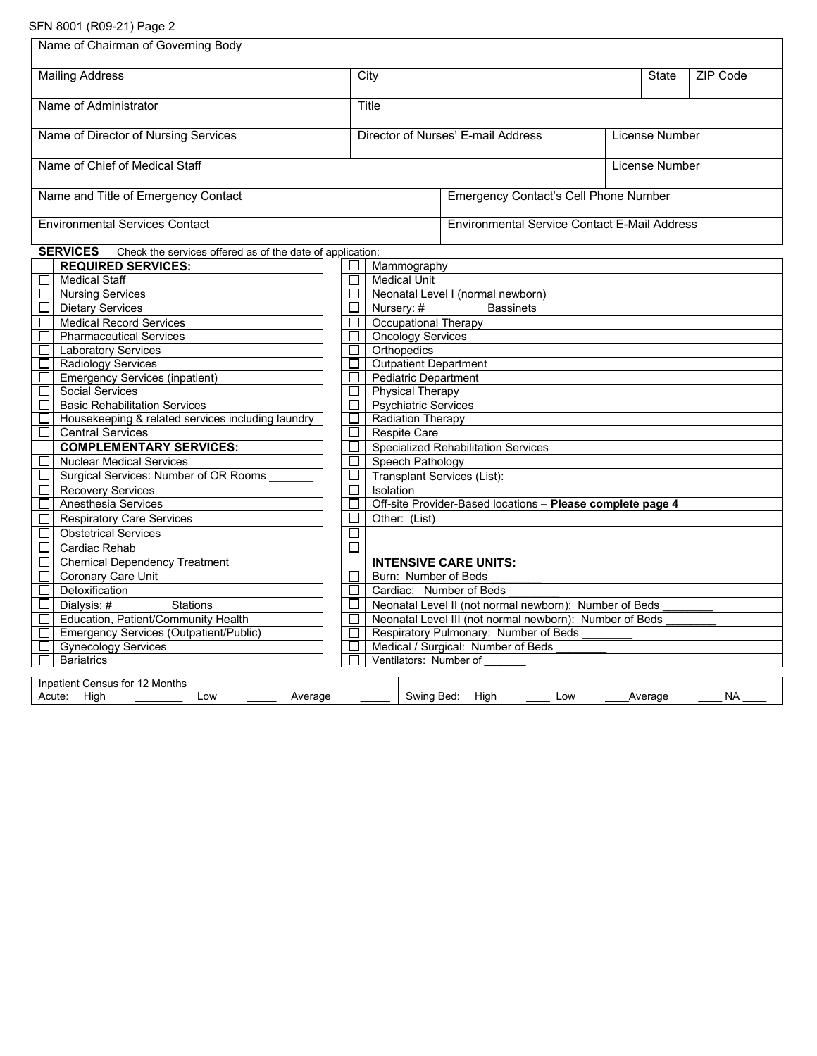SFN 8001 (R09-21) Page 2

| Name of Chairman of Governing Body | | | | |
|---|---|---|---|---|
| Mailing Address | City | | State | ZIP Code |
| Name of Administrator | Title | | | |
| Name of Director of Nursing Services | Director of Nurses' E-mail Address | | License Number | |
| Name of Chief of Medical Staff | | | License Number | |
| Name and Title of Emergency Contact | Emergency Contact's Cell Phone Number | | | |
| Environmental Services Contact | Environmental Service Contact E-Mail Address | | | |

**SERVICES** Check the services offered as of the date of application:

| | **REQUIRED SERVICES:** | | |
|---|---|---|---|
| ☐ | Medical Staff | ☐ | Mammography |
| ☐ | Nursing Services | ☐ | Medical Unit |
| ☐ | Dietary Services | ☐ | Neonatal Level I (normal newborn) |
| ☐ | Medical Record Services | ☐ | Nursery: # Bassinets |
| ☐ | Pharmaceutical Services | ☐ | Occupational Therapy |
| ☐ | Laboratory Services | ☐ | Oncology Services |
| ☐ | Radiology Services | ☐ | Orthopedics |
| ☐ | Emergency Services (inpatient) | ☐ | Outpatient Department |
| ☐ | Social Services | ☐ | Pediatric Department |
| ☐ | Basic Rehabilitation Services | ☐ | Physical Therapy |
| ☐ | Housekeeping & related services including laundry | ☐ | Psychiatric Services |
| ☐ | Central Services | ☐ | Radiation Therapy |
| | **COMPLEMENTARY SERVICES:** | ☐ | Respite Care |
| ☐ | Nuclear Medical Services | ☐ | Specialized Rehabilitation Services |
| ☐ | Surgical Services: Number of OR Rooms _______ | ☐ | Speech Pathology |
| ☐ | Recovery Services | ☐ | Transplant Services (List): |
| ☐ | Anesthesia Services | ☐ | Isolation |
| ☐ | Respiratory Care Services | ☐ | Off-site Provider-Based locations – **Please complete page 4** |
| ☐ | Obstetrical Services | ☐ | Other: (List) |
| ☐ | Cardiac Rehab | ☐ | |
| ☐ | Chemical Dependency Treatment | ☐ | |
| ☐ | Coronary Care Unit | | **INTENSIVE CARE UNITS:** |
| ☐ | Detoxification | ☐ | Burn: Number of Beds ________ |
| ☐ | Dialysis: # Stations | ☐ | Cardiac: Number of Beds ________ |
| ☐ | Education, Patient/Community Health | ☐ | Neonatal Level II (not normal newborn): Number of Beds ________ |
| ☐ | Emergency Services (Outpatient/Public) | ☐ | Neonatal Level III (not normal newborn): Number of Beds ________ |
| ☐ | Gynecology Services | ☐ | Respiratory Pulmonary: Number of Beds ________ |
| ☐ | Bariatrics | ☐ | Medical / Surgical: Number of Beds ________ |
| | | ☐ | Ventilators: Number of _______ |

| Inpatient Census for 12 Months | |
|---|---|
| Acute: High ________ Low _____ Average _____ | Swing Bed: High ____ Low ____ Average ____ NA ____ |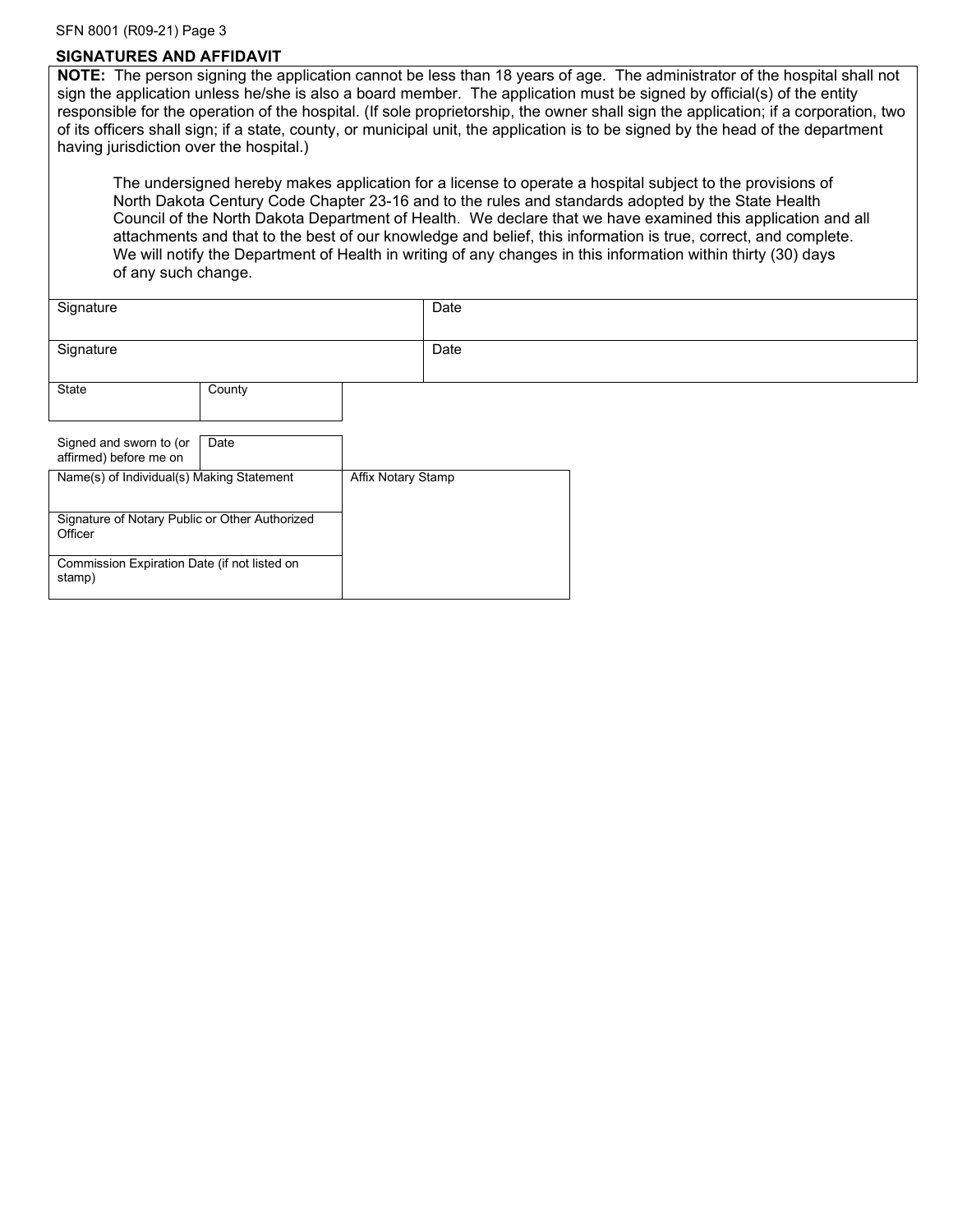## SIGNATURES AND AFFIDAVIT

**NOTE:** The person signing the application cannot be less than 18 years of age. The administrator of the hospital shall not sign the application unless he/she is also a board member. The application must be signed by official(s) of the entity responsible for the operation of the hospital. (If sole proprietorship, the owner shall sign the application; if a corporation, two of its officers shall sign; if a state, county, or municipal unit, the application is to be signed by the head of the department having jurisdiction over the hospital.)

The undersigned hereby makes application for a license to operate a hospital subject to the provisions of North Dakota Century Code Chapter 23-16 and to the rules and standards adopted by the State Health Council of the North Dakota Department of Health. We declare that we have examined this application and all attachments and that to the best of our knowledge and belief, this information is true, correct, and complete. We will notify the Department of Health in writing of any changes in this information within thirty (30) days of any such change.

| Signature | Date |
|---|---|
| | |

| Signature | Date |
|---|---|
| | |

| State | County |
|---|---|
| | |

| Signed and sworn to (or affirmed) before me on | Date |
|---|---|
| | |

| Name(s) of Individual(s) Making Statement | Affix Notary Stamp |
|---|---|
| | |
| Signature of Notary Public or Other Authorized Officer | |
| Commission Expiration Date (if not listed on stamp) | |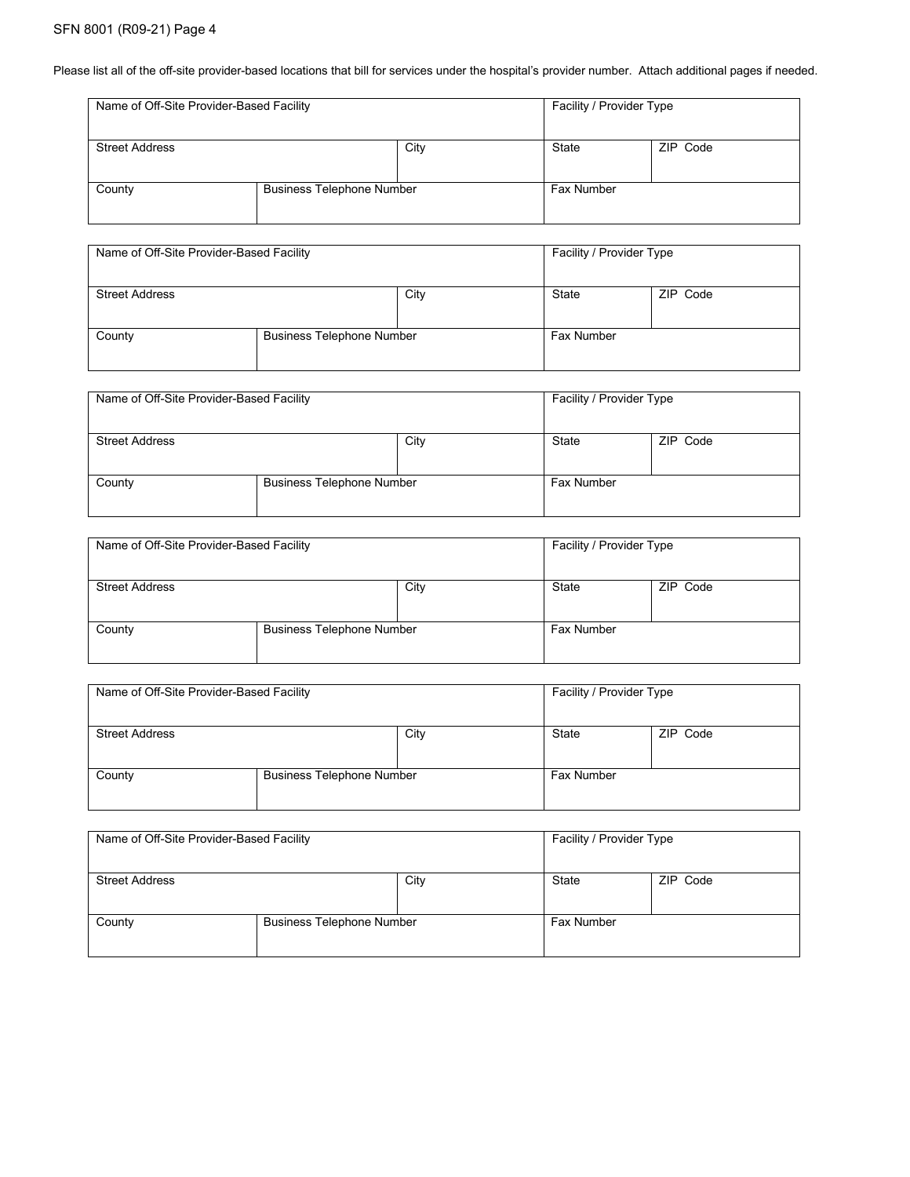Please list all of the off-site provider-based locations that bill for services under the hospital's provider number. Attach additional pages if needed.

| | | | | |
|---|---|---|---|---|
| Name of Off-Site Provider-Based Facility | | | Facility / Provider Type | |
| Street Address | | City | State | ZIP Code |
| County | Business Telephone Number | | Fax Number | |

| | | | | |
|---|---|---|---|---|
| Name of Off-Site Provider-Based Facility | | | Facility / Provider Type | |
| Street Address | | City | State | ZIP Code |
| County | Business Telephone Number | | Fax Number | |

| | | | | |
|---|---|---|---|---|
| Name of Off-Site Provider-Based Facility | | | Facility / Provider Type | |
| Street Address | | City | State | ZIP Code |
| County | Business Telephone Number | | Fax Number | |

| | | | | |
|---|---|---|---|---|
| Name of Off-Site Provider-Based Facility | | | Facility / Provider Type | |
| Street Address | | City | State | ZIP Code |
| County | Business Telephone Number | | Fax Number | |

| | | | | |
|---|---|---|---|---|
| Name of Off-Site Provider-Based Facility | | | Facility / Provider Type | |
| Street Address | | City | State | ZIP Code |
| County | Business Telephone Number | | Fax Number | |

| | | | | |
|---|---|---|---|---|
| Name of Off-Site Provider-Based Facility | | | Facility / Provider Type | |
| Street Address | | City | State | ZIP Code |
| County | Business Telephone Number | | Fax Number | |